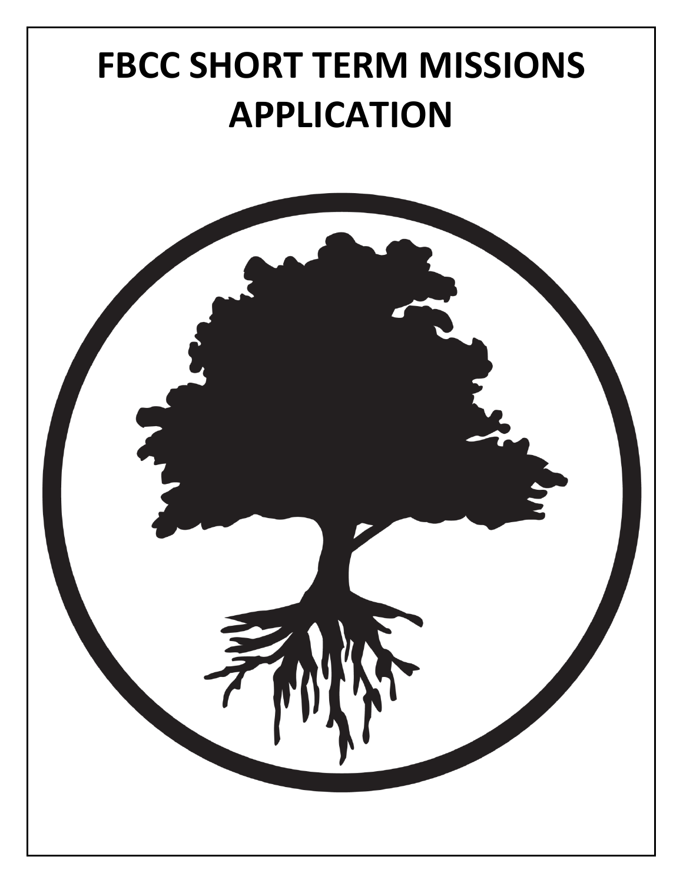# FBCC SHORT TERM MISSIONS APPLICATION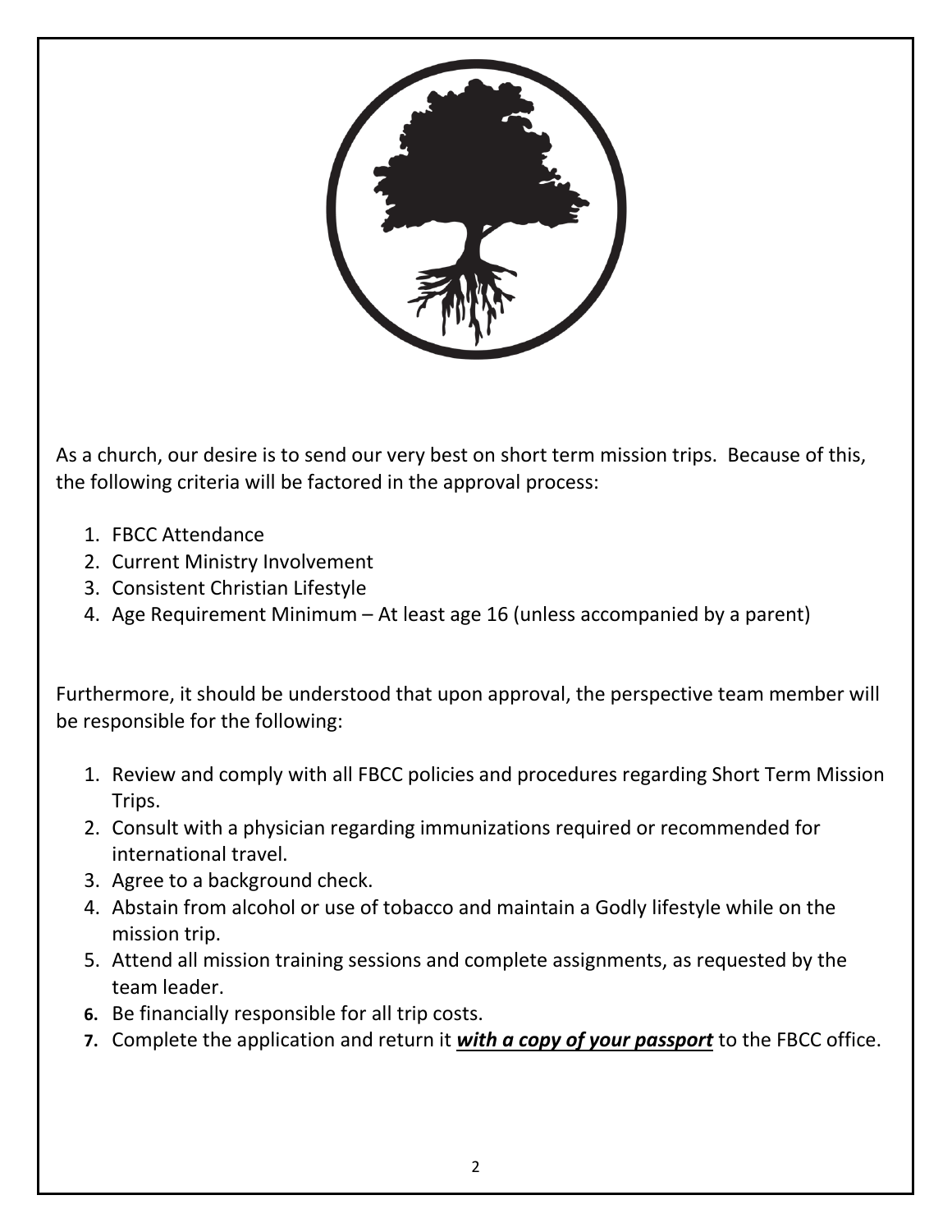As a church, our desire is to send our very best on short term mission trips. Because of this, the following criteria will be factored in the approval process:

1. FBCC Attendance
2. Current Ministry Involvement
3. Consistent Christian Lifestyle
4. Age Requirement Minimum – At least age 16 (unless accompanied by a parent)

Furthermore, it should be understood that upon approval, the perspective team member will be responsible for the following:

1. Review and comply with all FBCC policies and procedures regarding Short Term Mission Trips.
2. Consult with a physician regarding immunizations required or recommended for international travel.
3. Agree to a background check.
4. Abstain from alcohol or use of tobacco and maintain a Godly lifestyle while on the mission trip.
5. Attend all mission training sessions and complete assignments, as requested by the team leader.
6. Be financially responsible for all trip costs.
7. Complete the application and return it ***<u>with a copy of your passport</u>*** to the FBCC office.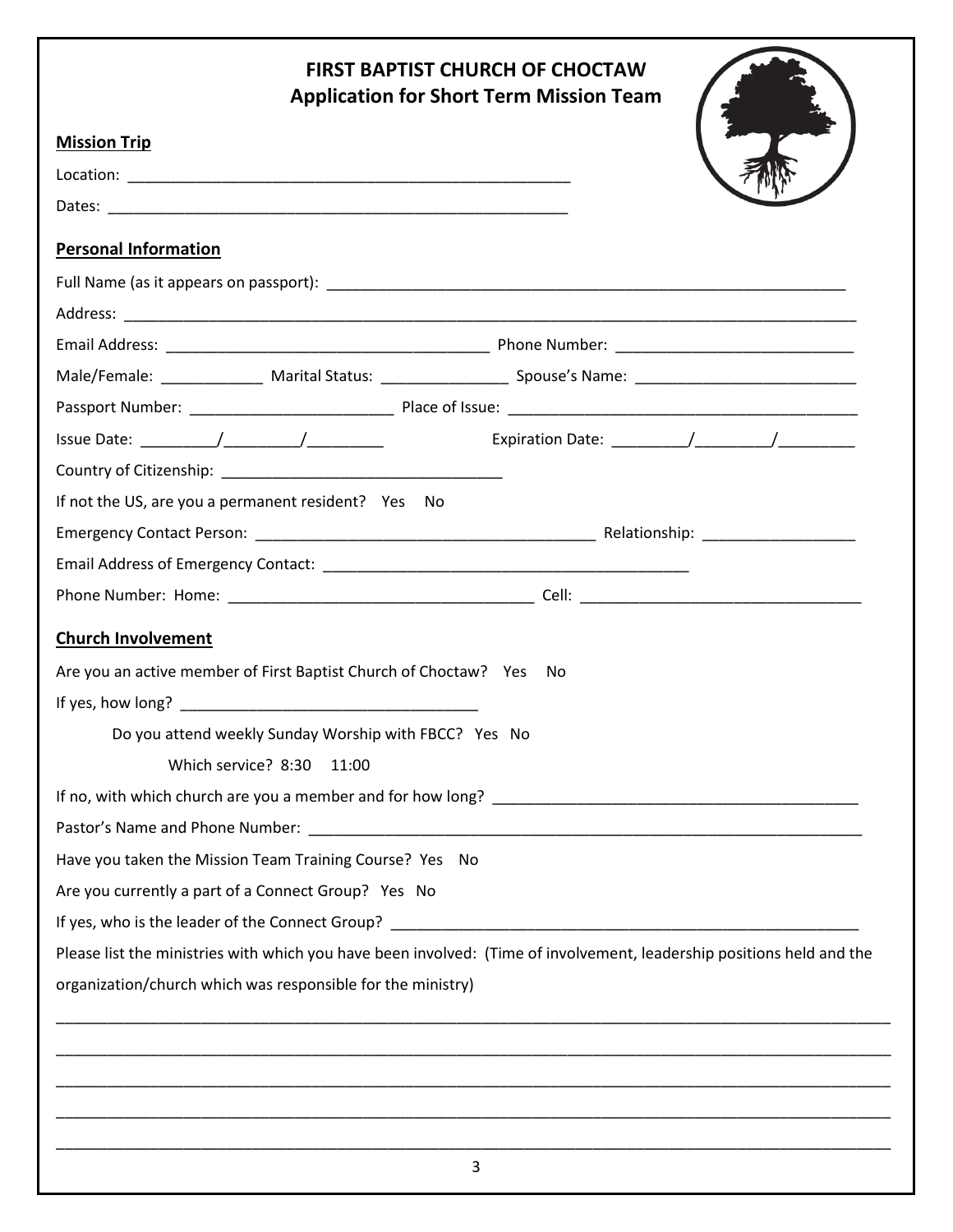# FIRST BAPTIST CHURCH OF CHOCTAW
## Application for Short Term Mission Team

**Mission Trip**

Location: ____________________________________________________

Dates: ______________________________________________________

**Personal Information**

Full Name (as it appears on passport): ___________________________________________________________

Address: ____________________________________________________________________________________

Email Address: ____________________________________ Phone Number: ___________________________

Male/Female: ___________ Marital Status: ______________ Spouse's Name: ________________________

Passport Number: ______________________ Place of Issue: _______________________________________

Issue Date: ________/________/________ Expiration Date: ________/________/________

Country of Citizenship: ______________________________

If not the US, are you a permanent resident? Yes No

Emergency Contact Person: _____________________________________ Relationship: ________________

Email Address of Emergency Contact: ________________________________________

Phone Number: Home: __________________________________ Cell: _______________________________

**Church Involvement**

Are you an active member of First Baptist Church of Choctaw? Yes No

If yes, how long? _________________________________

Do you attend weekly Sunday Worship with FBCC? Yes No

Which service? 8:30 11:00

If no, with which church are you a member and for how long? ________________________________________

Pastor's Name and Phone Number: __________________________________________________________________

Have you taken the Mission Team Training Course? Yes No

Are you currently a part of a Connect Group? Yes No

If yes, who is the leader of the Connect Group? ____________________________________________________

Please list the ministries with which you have been involved: (Time of involvement, leadership positions held and the organization/church which was responsible for the ministry)

______________________________________________________________________________________________

______________________________________________________________________________________________

______________________________________________________________________________________________

______________________________________________________________________________________________

______________________________________________________________________________________________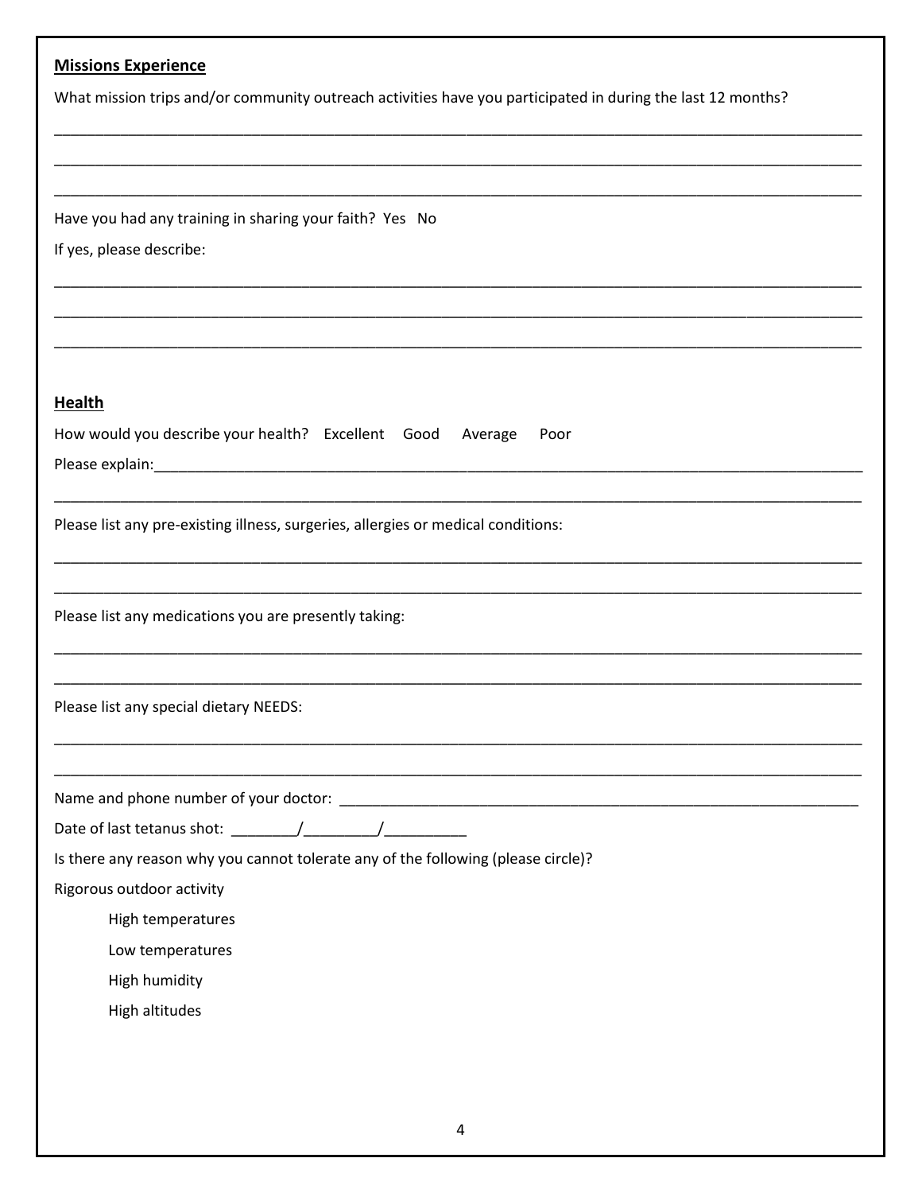**Missions Experience**

What mission trips and/or community outreach activities have you participated in during the last 12 months?

____________________________________________________________________________________________________

____________________________________________________________________________________________________

____________________________________________________________________________________________________

Have you had any training in sharing your faith? Yes No

If yes, please describe:

____________________________________________________________________________________________________

____________________________________________________________________________________________________

____________________________________________________________________________________________________

**Health**

How would you describe your health? Excellent Good Average Poor

Please explain:_______________________________________________________________________________________

____________________________________________________________________________________________________

Please list any pre-existing illness, surgeries, allergies or medical conditions:

____________________________________________________________________________________________________

____________________________________________________________________________________________________

Please list any medications you are presently taking:

____________________________________________________________________________________________________

____________________________________________________________________________________________________

Please list any special dietary NEEDS:

____________________________________________________________________________________________________

____________________________________________________________________________________________________

Name and phone number of your doctor: _______________________________________________________________

Date of last tetanus shot: ________/_________/__________

Is there any reason why you cannot tolerate any of the following (please circle)?

Rigorous outdoor activity

- High temperatures
- Low temperatures
- High humidity
- High altitudes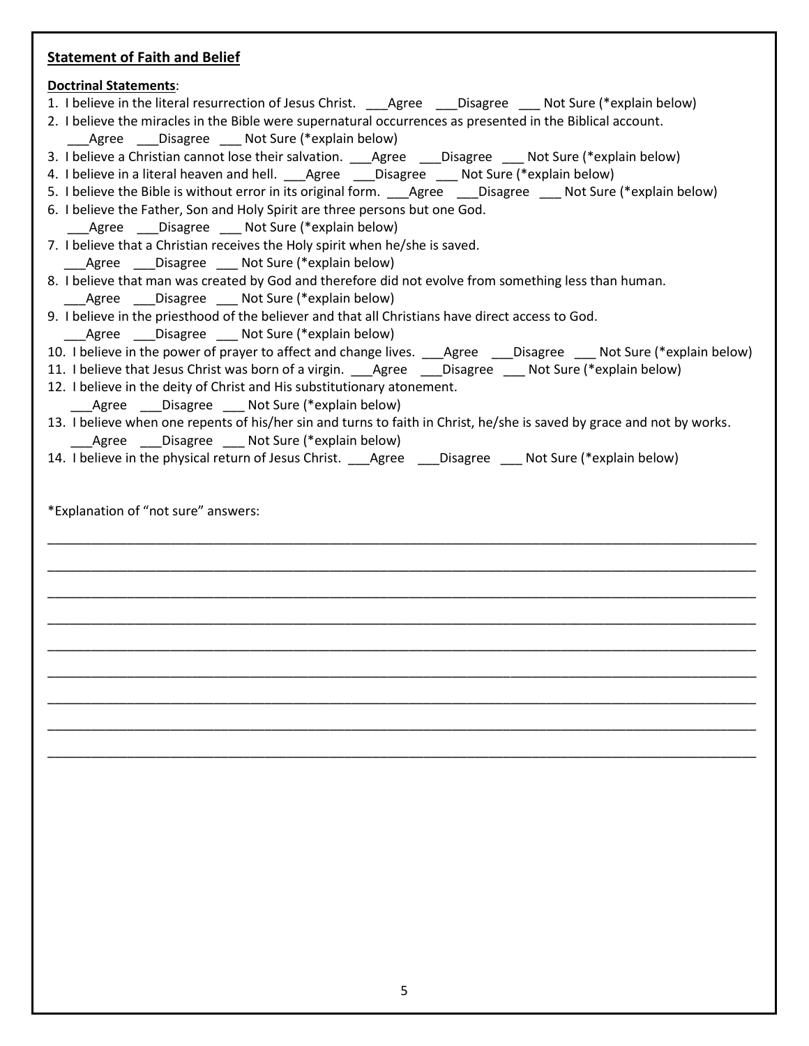**Statement of Faith and Belief**

**Doctrinal Statements**:

1. I believe in the literal resurrection of Jesus Christ. ___Agree ___Disagree ___ Not Sure (*explain below)
2. I believe the miracles in the Bible were supernatural occurrences as presented in the Biblical account.
   ___Agree ___Disagree ___ Not Sure (*explain below)
3. I believe a Christian cannot lose their salvation. ___Agree ___Disagree ___ Not Sure (*explain below)
4. I believe in a literal heaven and hell. ___Agree ___Disagree ___ Not Sure (*explain below)
5. I believe the Bible is without error in its original form. ___Agree ___Disagree ___ Not Sure (*explain below)
6. I believe the Father, Son and Holy Spirit are three persons but one God.
   ___Agree ___Disagree ___ Not Sure (*explain below)
7. I believe that a Christian receives the Holy spirit when he/she is saved.
   ___Agree ___Disagree ___ Not Sure (*explain below)
8. I believe that man was created by God and therefore did not evolve from something less than human.
   ___Agree ___Disagree ___ Not Sure (*explain below)
9. I believe in the priesthood of the believer and that all Christians have direct access to God.
   ___Agree ___Disagree ___ Not Sure (*explain below)
10. I believe in the power of prayer to affect and change lives. ___Agree ___Disagree ___ Not Sure (*explain below)
11. I believe that Jesus Christ was born of a virgin. ___Agree ___Disagree ___ Not Sure (*explain below)
12. I believe in the deity of Christ and His substitutionary atonement.
    ___Agree ___Disagree ___ Not Sure (*explain below)
13. I believe when one repents of his/her sin and turns to faith in Christ, he/she is saved by grace and not by works.
    ___Agree ___Disagree ___ Not Sure (*explain below)
14. I believe in the physical return of Jesus Christ. ___Agree ___Disagree ___ Not Sure (*explain below)

*Explanation of "not sure" answers:

_______________________________________________________________________________________

_______________________________________________________________________________________

_______________________________________________________________________________________

_______________________________________________________________________________________

_______________________________________________________________________________________

_______________________________________________________________________________________

_______________________________________________________________________________________

_______________________________________________________________________________________

_______________________________________________________________________________________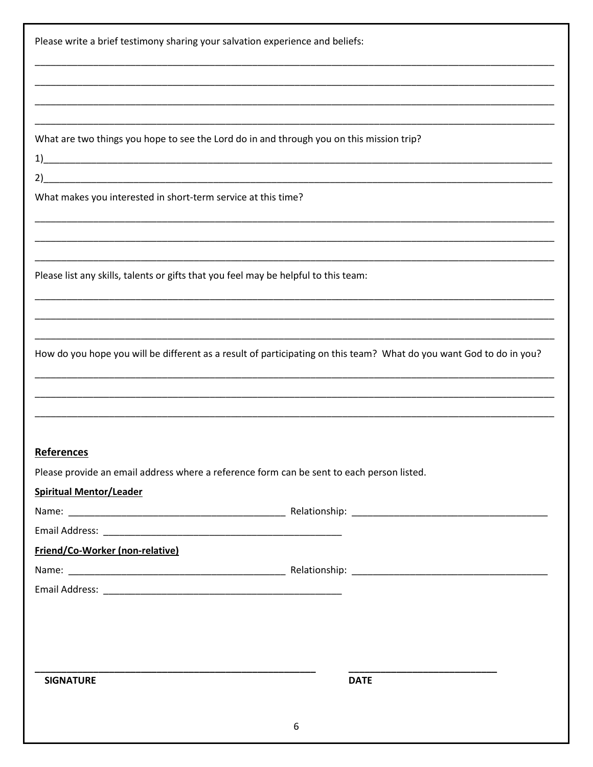Please write a brief testimony sharing your salvation experience and beliefs:

\_\_\_\_\_\_\_\_\_\_\_\_\_\_\_\_\_\_\_\_\_\_\_\_\_\_\_\_\_\_\_\_\_\_\_\_\_\_\_\_\_\_\_\_\_\_\_\_\_\_\_\_\_\_\_\_\_\_\_\_\_\_\_\_\_\_\_\_\_\_\_\_\_\_\_\_\_\_\_\_\_\_\_\_\_\_\_\_\_\_

\_\_\_\_\_\_\_\_\_\_\_\_\_\_\_\_\_\_\_\_\_\_\_\_\_\_\_\_\_\_\_\_\_\_\_\_\_\_\_\_\_\_\_\_\_\_\_\_\_\_\_\_\_\_\_\_\_\_\_\_\_\_\_\_\_\_\_\_\_\_\_\_\_\_\_\_\_\_\_\_\_\_\_\_\_\_\_\_\_\_

\_\_\_\_\_\_\_\_\_\_\_\_\_\_\_\_\_\_\_\_\_\_\_\_\_\_\_\_\_\_\_\_\_\_\_\_\_\_\_\_\_\_\_\_\_\_\_\_\_\_\_\_\_\_\_\_\_\_\_\_\_\_\_\_\_\_\_\_\_\_\_\_\_\_\_\_\_\_\_\_\_\_\_\_\_\_\_\_\_\_

\_\_\_\_\_\_\_\_\_\_\_\_\_\_\_\_\_\_\_\_\_\_\_\_\_\_\_\_\_\_\_\_\_\_\_\_\_\_\_\_\_\_\_\_\_\_\_\_\_\_\_\_\_\_\_\_\_\_\_\_\_\_\_\_\_\_\_\_\_\_\_\_\_\_\_\_\_\_\_\_\_\_\_\_\_\_\_\_\_\_

What are two things you hope to see the Lord do in and through you on this mission trip?

1)\_\_\_\_\_\_\_\_\_\_\_\_\_\_\_\_\_\_\_\_\_\_\_\_\_\_\_\_\_\_\_\_\_\_\_\_\_\_\_\_\_\_\_\_\_\_\_\_\_\_\_\_\_\_\_\_\_\_\_\_\_\_\_\_\_\_\_\_\_\_\_\_\_\_\_\_\_\_\_\_\_\_\_\_\_\_\_\_

2)\_\_\_\_\_\_\_\_\_\_\_\_\_\_\_\_\_\_\_\_\_\_\_\_\_\_\_\_\_\_\_\_\_\_\_\_\_\_\_\_\_\_\_\_\_\_\_\_\_\_\_\_\_\_\_\_\_\_\_\_\_\_\_\_\_\_\_\_\_\_\_\_\_\_\_\_\_\_\_\_\_\_\_\_\_\_\_\_

What makes you interested in short-term service at this time?

\_\_\_\_\_\_\_\_\_\_\_\_\_\_\_\_\_\_\_\_\_\_\_\_\_\_\_\_\_\_\_\_\_\_\_\_\_\_\_\_\_\_\_\_\_\_\_\_\_\_\_\_\_\_\_\_\_\_\_\_\_\_\_\_\_\_\_\_\_\_\_\_\_\_\_\_\_\_\_\_\_\_\_\_\_\_\_\_\_\_

\_\_\_\_\_\_\_\_\_\_\_\_\_\_\_\_\_\_\_\_\_\_\_\_\_\_\_\_\_\_\_\_\_\_\_\_\_\_\_\_\_\_\_\_\_\_\_\_\_\_\_\_\_\_\_\_\_\_\_\_\_\_\_\_\_\_\_\_\_\_\_\_\_\_\_\_\_\_\_\_\_\_\_\_\_\_\_\_\_\_

\_\_\_\_\_\_\_\_\_\_\_\_\_\_\_\_\_\_\_\_\_\_\_\_\_\_\_\_\_\_\_\_\_\_\_\_\_\_\_\_\_\_\_\_\_\_\_\_\_\_\_\_\_\_\_\_\_\_\_\_\_\_\_\_\_\_\_\_\_\_\_\_\_\_\_\_\_\_\_\_\_\_\_\_\_\_\_\_\_\_

Please list any skills, talents or gifts that you feel may be helpful to this team:

\_\_\_\_\_\_\_\_\_\_\_\_\_\_\_\_\_\_\_\_\_\_\_\_\_\_\_\_\_\_\_\_\_\_\_\_\_\_\_\_\_\_\_\_\_\_\_\_\_\_\_\_\_\_\_\_\_\_\_\_\_\_\_\_\_\_\_\_\_\_\_\_\_\_\_\_\_\_\_\_\_\_\_\_\_\_\_\_\_\_

\_\_\_\_\_\_\_\_\_\_\_\_\_\_\_\_\_\_\_\_\_\_\_\_\_\_\_\_\_\_\_\_\_\_\_\_\_\_\_\_\_\_\_\_\_\_\_\_\_\_\_\_\_\_\_\_\_\_\_\_\_\_\_\_\_\_\_\_\_\_\_\_\_\_\_\_\_\_\_\_\_\_\_\_\_\_\_\_\_\_

\_\_\_\_\_\_\_\_\_\_\_\_\_\_\_\_\_\_\_\_\_\_\_\_\_\_\_\_\_\_\_\_\_\_\_\_\_\_\_\_\_\_\_\_\_\_\_\_\_\_\_\_\_\_\_\_\_\_\_\_\_\_\_\_\_\_\_\_\_\_\_\_\_\_\_\_\_\_\_\_\_\_\_\_\_\_\_\_\_\_

How do you hope you will be different as a result of participating on this team? What do you want God to do in you?

\_\_\_\_\_\_\_\_\_\_\_\_\_\_\_\_\_\_\_\_\_\_\_\_\_\_\_\_\_\_\_\_\_\_\_\_\_\_\_\_\_\_\_\_\_\_\_\_\_\_\_\_\_\_\_\_\_\_\_\_\_\_\_\_\_\_\_\_\_\_\_\_\_\_\_\_\_\_\_\_\_\_\_\_\_\_\_\_\_\_

\_\_\_\_\_\_\_\_\_\_\_\_\_\_\_\_\_\_\_\_\_\_\_\_\_\_\_\_\_\_\_\_\_\_\_\_\_\_\_\_\_\_\_\_\_\_\_\_\_\_\_\_\_\_\_\_\_\_\_\_\_\_\_\_\_\_\_\_\_\_\_\_\_\_\_\_\_\_\_\_\_\_\_\_\_\_\_\_\_\_

\_\_\_\_\_\_\_\_\_\_\_\_\_\_\_\_\_\_\_\_\_\_\_\_\_\_\_\_\_\_\_\_\_\_\_\_\_\_\_\_\_\_\_\_\_\_\_\_\_\_\_\_\_\_\_\_\_\_\_\_\_\_\_\_\_\_\_\_\_\_\_\_\_\_\_\_\_\_\_\_\_\_\_\_\_\_\_\_\_\_

## References

Please provide an email address where a reference form can be sent to each person listed.

**Spiritual Mentor/Leader**

Name: \_\_\_\_\_\_\_\_\_\_\_\_\_\_\_\_\_\_\_\_\_\_\_\_\_\_\_\_\_\_\_\_\_\_\_\_\_\_\_\_ Relationship: \_\_\_\_\_\_\_\_\_\_\_\_\_\_\_\_\_\_\_\_\_\_\_\_\_\_\_\_\_\_\_\_\_\_\_\_\_

Email Address: \_\_\_\_\_\_\_\_\_\_\_\_\_\_\_\_\_\_\_\_\_\_\_\_\_\_\_\_\_\_\_\_\_\_\_\_\_\_\_\_\_\_\_\_\_\_

**Friend/Co-Worker (non-relative)**

Name: \_\_\_\_\_\_\_\_\_\_\_\_\_\_\_\_\_\_\_\_\_\_\_\_\_\_\_\_\_\_\_\_\_\_\_\_\_\_\_\_ Relationship: \_\_\_\_\_\_\_\_\_\_\_\_\_\_\_\_\_\_\_\_\_\_\_\_\_\_\_\_\_\_\_\_\_\_\_\_\_

Email Address: \_\_\_\_\_\_\_\_\_\_\_\_\_\_\_\_\_\_\_\_\_\_\_\_\_\_\_\_\_\_\_\_\_\_\_\_\_\_\_\_\_\_\_\_\_\_

\_\_\_\_\_\_\_\_\_\_\_\_\_\_\_\_\_\_\_\_\_\_\_\_\_\_\_\_\_\_\_\_\_\_\_\_\_\_\_\_\_\_\_\_\_\_\_\_\_\_\_\_ \_\_\_\_\_\_\_\_\_\_\_\_\_\_\_\_\_\_\_\_\_\_\_\_\_\_\_\_

**SIGNATURE** **DATE**